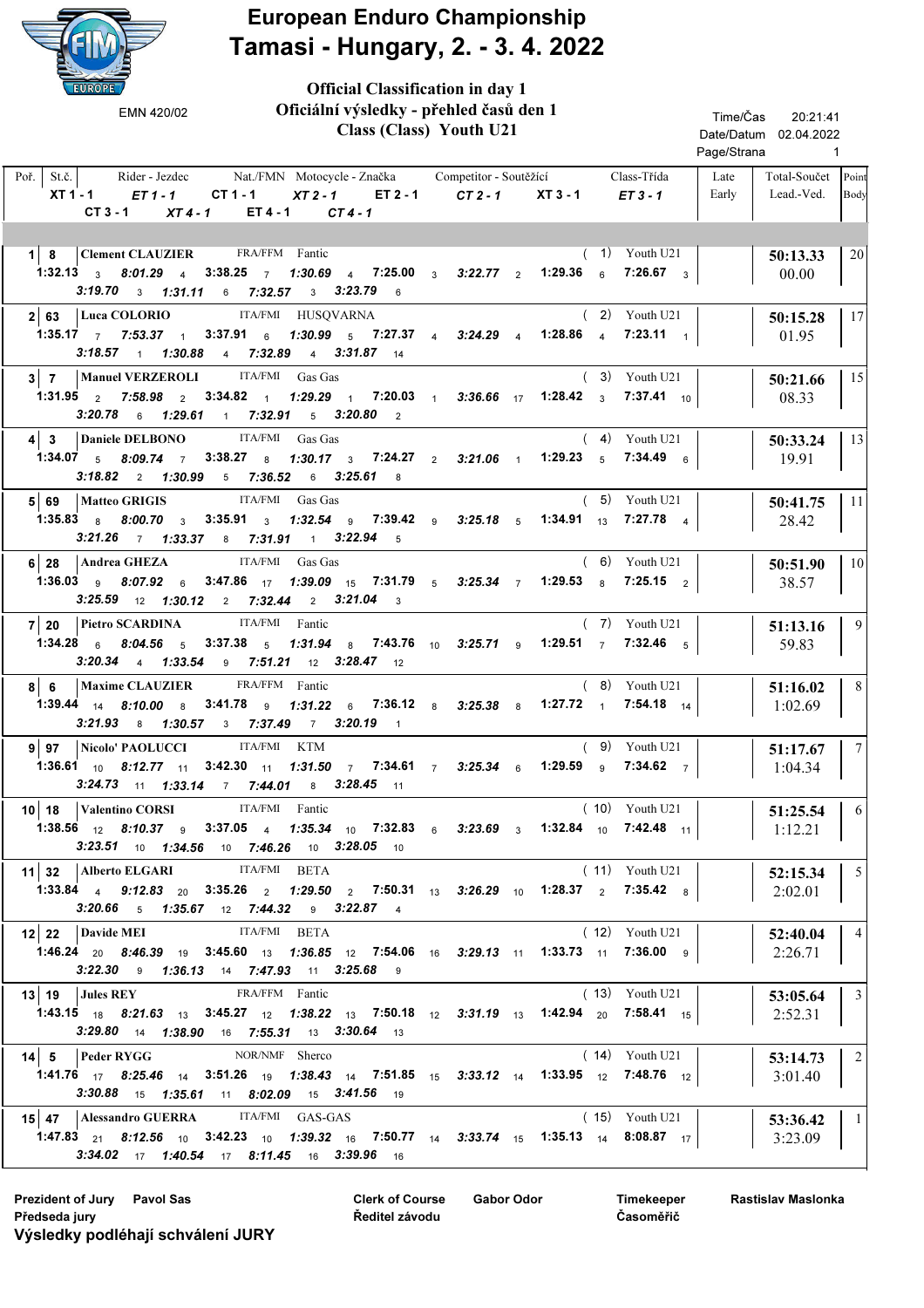# European Enduro Championship

## Tamasi - Hungary, 2. - 3. 4. 2022

EMN 420/02

**Official Classification in day 1**
**Oficiální výsledky - přehled časů den 1**
**Class (Class) Youth U21**

Time/Čas 20:21:41
Date/Datum 02.04.2022
Page/Strana 1

| Poř. | St.č. | Rider - Jezdec | Nat./FMN | Motocycle - Značka | Competitor - Soutěžící | Class-Třída | XT 1 - 1 | ET 1 - 1 | CT 1 - 1 | XT 2 - 1 | ET 2 - 1 | CT 2 - 1 | XT 3 - 1 | ET 3 - 1 | CT 3 - 1 | XT 4 - 1 | ET 4 - 1 | CT 4 - 1 | Late Early | Total-Součet | Lead.-Ved. | Point Body |
|---|---|---|---|---|---|---|---|---|---|---|---|---|---|---|---|---|---|---|---|---|---|---|
| 1 | 8 | Clement CLAUZIER | FRA/FFM | Fantic | | ( 1) Youth U21 | 1:32.13 3 | 8:01.29 4 | 3:38.25 7 | 1:30.69 4 | 7:25.00 3 | 3:22.77 2 | 1:29.36 6 | 7:26.67 3 | 3:19.70 3 | 1:31.11 6 | 7:32.57 3 | 3:23.79 6 | | 50:13.33 | 00.00 | 20 |
| 2 | 63 | Luca COLORIO | ITA/FMI | HUSQVARNA | | ( 2) Youth U21 | 1:35.17 7 | 7:53.37 1 | 3:37.91 6 | 1:30.99 5 | 7:27.37 4 | 3:24.29 4 | 1:28.86 4 | 7:23.11 1 | 3:18.57 1 | 1:30.88 4 | 7:32.89 4 | 3:31.87 14 | | 50:15.28 | 01.95 | 17 |
| 3 | 7 | Manuel VERZEROLI | ITA/FMI | Gas Gas | | ( 3) Youth U21 | 1:31.95 2 | 7:58.98 2 | 3:34.82 1 | 1:29.29 1 | 7:20.03 1 | 3:36.66 17 | 1:28.42 3 | 7:37.41 10 | 3:20.78 6 | 1:29.61 1 | 7:32.91 5 | 3:20.80 2 | | 50:21.66 | 08.33 | 15 |
| 4 | 3 | Daniele DELBONO | ITA/FMI | Gas Gas | | ( 4) Youth U21 | 1:34.07 5 | 8:09.74 7 | 3:38.27 8 | 1:30.17 3 | 7:24.27 2 | 3:21.06 1 | 1:29.23 5 | 7:34.49 6 | 3:18.82 2 | 1:30.99 5 | 7:36.52 6 | 3:25.61 8 | | 50:33.24 | 19.91 | 13 |
| 5 | 69 | Matteo GRIGIS | ITA/FMI | Gas Gas | | ( 5) Youth U21 | 1:35.83 8 | 8:00.70 3 | 3:35.91 3 | 1:32.54 9 | 7:39.42 9 | 3:25.18 5 | 1:34.91 13 | 7:27.78 4 | 3:21.26 7 | 1:33.37 8 | 7:31.91 1 | 3:22.94 5 | | 50:41.75 | 28.42 | 11 |
| 6 | 28 | Andrea GHEZA | ITA/FMI | Gas Gas | | ( 6) Youth U21 | 1:36.03 9 | 8:07.92 6 | 3:47.86 17 | 1:39.09 15 | 7:31.79 5 | 3:25.34 7 | 1:29.53 8 | 7:25.15 2 | 3:25.59 12 | 1:30.12 2 | 7:32.44 2 | 3:21.04 3 | | 50:51.90 | 38.57 | 10 |
| 7 | 20 | Pietro SCARDINA | ITA/FMI | Fantic | | ( 7) Youth U21 | 1:34.28 6 | 8:04.56 5 | 3:37.38 5 | 1:31.94 8 | 7:43.76 10 | 3:25.71 9 | 1:29.51 7 | 7:32.46 5 | 3:20.34 4 | 1:33.54 9 | 7:51.21 12 | 3:28.47 12 | | 51:13.16 | 59.83 | 9 |
| 8 | 6 | Maxime CLAUZIER | FRA/FFM | Fantic | | ( 8) Youth U21 | 1:39.44 14 | 8:10.00 8 | 3:41.78 9 | 1:31.22 6 | 7:36.12 8 | 3:25.38 8 | 1:27.72 1 | 7:54.18 14 | 3:21.93 8 | 1:30.57 3 | 7:37.49 7 | 3:20.19 1 | | 51:16.02 | 1:02.69 | 8 |
| 9 | 97 | Nicolo' PAOLUCCI | ITA/FMI | KTM | | ( 9) Youth U21 | 1:36.61 10 | 8:12.77 11 | 3:42.30 11 | 1:31.50 7 | 7:34.61 7 | 3:25.34 6 | 1:29.59 9 | 7:34.62 7 | 3:24.73 11 | 1:33.14 7 | 7:44.01 8 | 3:28.45 11 | | 51:17.67 | 1:04.34 | 7 |
| 10 | 18 | Valentino CORSI | ITA/FMI | Fantic | | ( 10) Youth U21 | 1:38.56 12 | 8:10.37 9 | 3:37.05 4 | 1:35.34 10 | 7:32.83 6 | 3:23.69 3 | 1:32.84 10 | 7:42.48 11 | 3:23.51 10 | 1:34.56 10 | 7:46.26 10 | 3:28.05 10 | | 51:25.54 | 1:12.21 | 6 |
| 11 | 32 | Alberto ELGARI | ITA/FMI | BETA | | ( 11) Youth U21 | 1:33.84 4 | 9:12.83 20 | 3:35.26 2 | 1:29.50 2 | 7:50.31 13 | 3:26.29 10 | 1:28.37 2 | 7:35.42 8 | 3:20.66 5 | 1:35.67 12 | 7:44.32 9 | 3:22.87 4 | | 52:15.34 | 2:02.01 | 5 |
| 12 | 22 | Davide MEI | ITA/FMI | BETA | | ( 12) Youth U21 | 1:46.24 20 | 8:46.39 19 | 3:45.60 13 | 1:36.85 12 | 7:54.06 16 | 3:29.13 11 | 1:33.73 11 | 7:36.00 9 | 3:22.30 9 | 1:36.13 14 | 7:47.93 11 | 3:25.68 9 | | 52:40.04 | 2:26.71 | 4 |
| 13 | 19 | Jules REY | FRA/FFM | Fantic | | ( 13) Youth U21 | 1:43.15 18 | 8:21.63 13 | 3:45.27 12 | 1:38.22 13 | 7:50.18 12 | 3:31.19 13 | 1:42.94 20 | 7:58.41 15 | 3:29.80 14 | 1:38.90 16 | 7:55.31 13 | 3:30.64 13 | | 53:05.64 | 2:52.31 | 3 |
| 14 | 5 | Peder RYGG | NOR/NMF | Sherco | | ( 14) Youth U21 | 1:41.76 17 | 8:25.46 14 | 3:51.26 19 | 1:38.43 14 | 7:51.85 15 | 3:33.12 14 | 1:33.95 12 | 7:48.76 12 | 3:30.88 15 | 1:35.61 11 | 8:02.09 15 | 3:41.56 19 | | 53:14.73 | 3:01.40 | 2 |
| 15 | 47 | Alessandro GUERRA | ITA/FMI | GAS-GAS | | ( 15) Youth U21 | 1:47.83 21 | 8:12.56 10 | 3:42.23 10 | 1:39.32 16 | 7:50.77 14 | 3:33.74 15 | 1:35.13 14 | 8:08.87 17 | 3:34.02 17 | 1:40.54 17 | 8:11.45 16 | 3:39.96 16 | | 53:36.42 | 3:23.09 | 1 |

Prezident of Jury / Předseda jury: Pavol Sas
Clerk of Course / Ředitel závodu: Gabor Odor
Timekeeper / Časoměřič: Rastislav Maslonka

**Výsledky podléhají schválení JURY**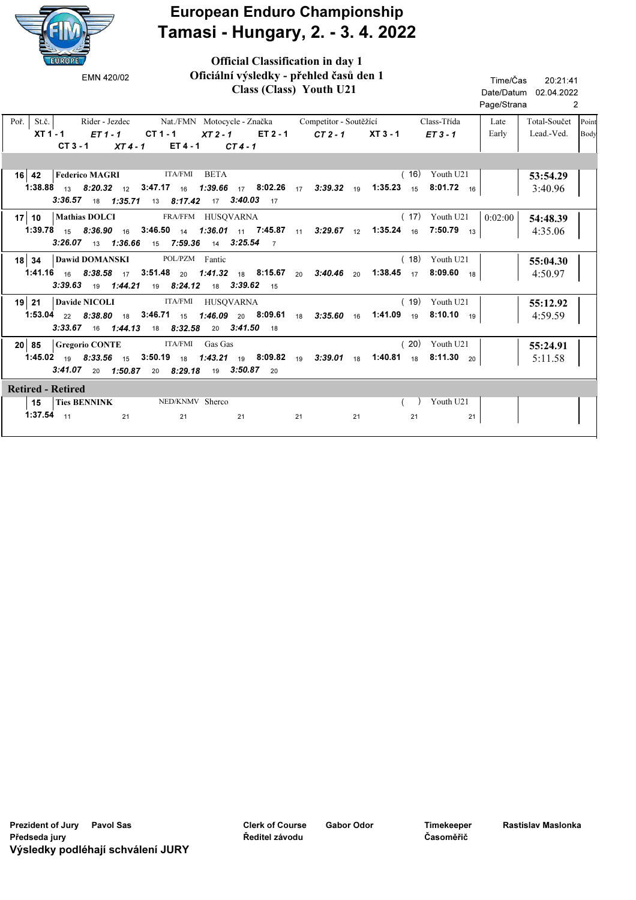# European Enduro Championship

## Tamasi - Hungary, 2. - 3. 4. 2022

EMN 420/02

**Official Classification in day 1**
**Oficiální výsledky - přehled časů den 1**
**Class (Class) Youth U21**

Time/Čas 20:21:41
Date/Datum 02.04.2022

| Poř. | St.č. | Rider - Jezdec | Nat./FMN | Motocycle - Značka | Competitor - Soutěžící | | Class-Třída | Late Early | Total-Součet Lead.-Ved. | Point Body |
|---|---|---|---|---|---|---|---|---|---|---|
| | XT 1 - 1 | ET 1 - 1 | CT 1 - 1 | XT 2 - 1 | ET 2 - 1 | CT 2 - 1 | XT 3 - 1 | ET 3 - 1 | | |
| | CT 3 - 1 | XT 4 - 1 | ET 4 - 1 | CT 4 - 1 | | | | | | |
| 16 | 42 | Federico MAGRI | ITA/FMI | BETA | | ( 16) | Youth U21 | | 53:54.29 | |
| | 1:38.88 13 | 8:20.32 12 | 3:47.17 16 | 1:39.66 17 | 8:02.26 17 | 3:39.32 19 | 1:35.23 15 | 8:01.72 16 | | 3:40.96 |
| | 3:36.57 18 | 1:35.71 13 | 8:17.42 17 | 3:40.03 17 | | | | | | |
| 17 | 10 | Mathias DOLCI | FRA/FFM | HUSQVARNA | | ( 17) | Youth U21 | 0:02:00 | 54:48.39 | |
| | 1:39.78 15 | 8:36.90 16 | 3:46.50 14 | 1:36.01 11 | 7:45.87 11 | 3:29.67 12 | 1:35.24 16 | 7:50.79 13 | | 4:35.06 |
| | 3:26.07 13 | 1:36.66 15 | 7:59.36 14 | 3:25.54 7 | | | | | | |
| 18 | 34 | Dawid DOMANSKI | POL/PZM | Fantic | | ( 18) | Youth U21 | | 55:04.30 | |
| | 1:41.16 16 | 8:38.58 17 | 3:51.48 20 | 1:41.32 18 | 8:15.67 20 | 3:40.46 20 | 1:38.45 17 | 8:09.60 18 | | 4:50.97 |
| | 3:39.63 19 | 1:44.21 19 | 8:24.12 18 | 3:39.62 15 | | | | | | |
| 19 | 21 | Davide NICOLI | ITA/FMI | HUSQVARNA | | ( 19) | Youth U21 | | 55:12.92 | |
| | 1:53.04 22 | 8:38.80 18 | 3:46.71 15 | 1:46.09 20 | 8:09.61 18 | 3:35.60 16 | 1:41.09 19 | 8:10.10 19 | | 4:59.59 |
| | 3:33.67 16 | 1:44.13 18 | 8:32.58 20 | 3:41.50 18 | | | | | | |
| 20 | 85 | Gregorio CONTE | ITA/FMI | Gas Gas | | ( 20) | Youth U21 | | 55:24.91 | |
| | 1:45.02 19 | 8:33.56 15 | 3:50.19 18 | 1:43.21 19 | 8:09.82 19 | 3:39.01 18 | 1:40.81 18 | 8:11.30 20 | | 5:11.58 |
| | 3:41.07 20 | 1:50.87 20 | 8:29.18 19 | 3:50.87 20 | | | | | | |
| **Retired - Retired** | | | | | | | | | | |
| | 15 | Ties BENNINK | NED/KNMV | Sherco | | ( ) | Youth U21 | | | |
| | 1:37.54 11 | 21 | 21 | 21 | 21 | 21 | 21 | 21 | | |

**Prezident of Jury / Předseda jury:** Pavol Sas
**Clerk of Course / Ředitel závodu:** Gabor Odor
**Timekeeper / Časoměřič:** Rastislav Maslonka

**Výsledky podléhají schválení JURY**